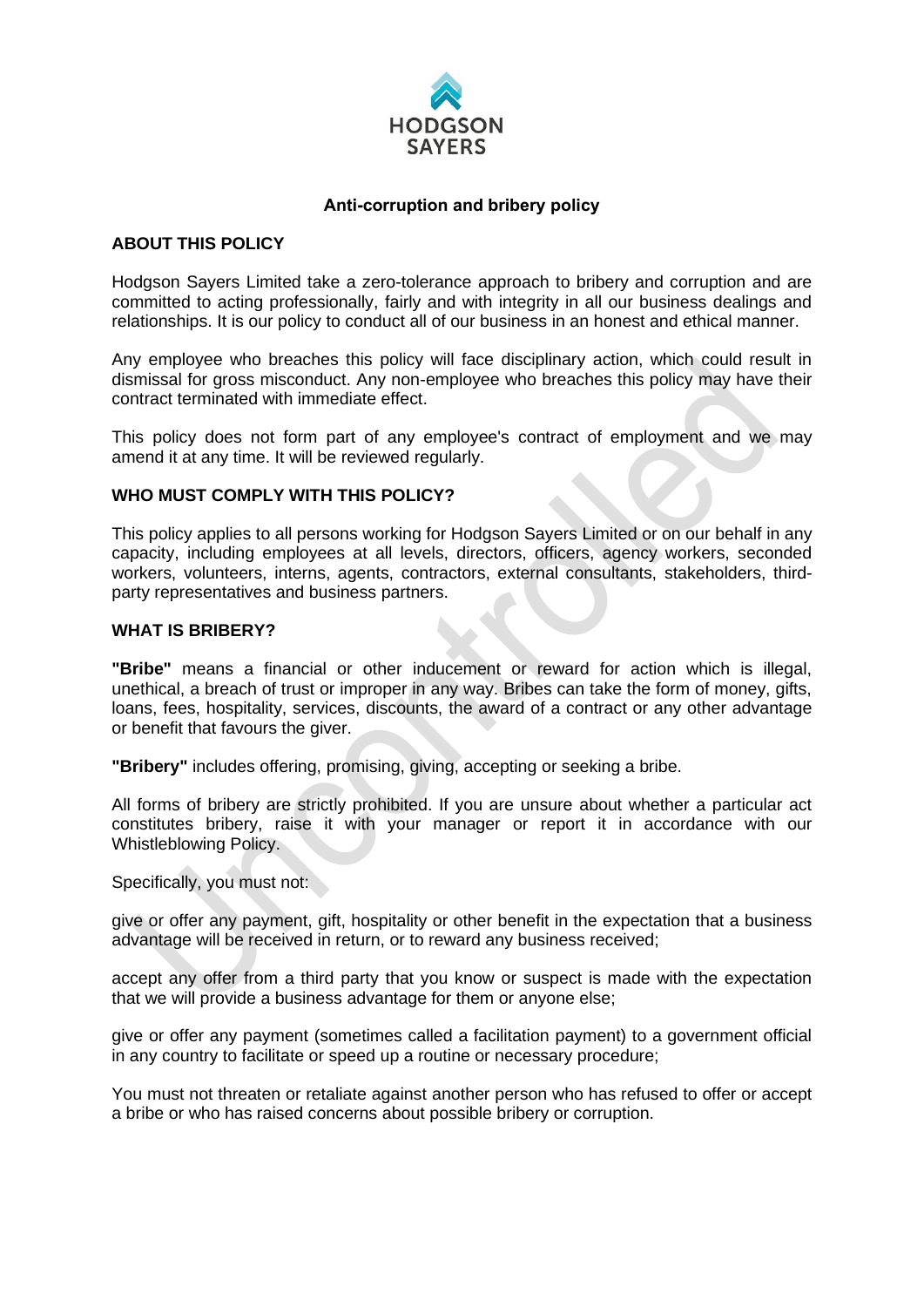HODGSON SAYERS

# Anti-corruption and bribery policy

## ABOUT THIS POLICY

Hodgson Sayers Limited take a zero-tolerance approach to bribery and corruption and are committed to acting professionally, fairly and with integrity in all our business dealings and relationships. It is our policy to conduct all of our business in an honest and ethical manner.

Any employee who breaches this policy will face disciplinary action, which could result in dismissal for gross misconduct. Any non-employee who breaches this policy may have their contract terminated with immediate effect.

This policy does not form part of any employee's contract of employment and we may amend it at any time. It will be reviewed regularly.

## WHO MUST COMPLY WITH THIS POLICY?

This policy applies to all persons working for Hodgson Sayers Limited or on our behalf in any capacity, including employees at all levels, directors, officers, agency workers, seconded workers, volunteers, interns, agents, contractors, external consultants, stakeholders, third-party representatives and business partners.

## WHAT IS BRIBERY?

**"Bribe"** means a financial or other inducement or reward for action which is illegal, unethical, a breach of trust or improper in any way. Bribes can take the form of money, gifts, loans, fees, hospitality, services, discounts, the award of a contract or any other advantage or benefit that favours the giver.

**"Bribery"** includes offering, promising, giving, accepting or seeking a bribe.

All forms of bribery are strictly prohibited. If you are unsure about whether a particular act constitutes bribery, raise it with your manager or report it in accordance with our Whistleblowing Policy.

Specifically, you must not:

give or offer any payment, gift, hospitality or other benefit in the expectation that a business advantage will be received in return, or to reward any business received;

accept any offer from a third party that you know or suspect is made with the expectation that we will provide a business advantage for them or anyone else;

give or offer any payment (sometimes called a facilitation payment) to a government official in any country to facilitate or speed up a routine or necessary procedure;

You must not threaten or retaliate against another person who has refused to offer or accept a bribe or who has raised concerns about possible bribery or corruption.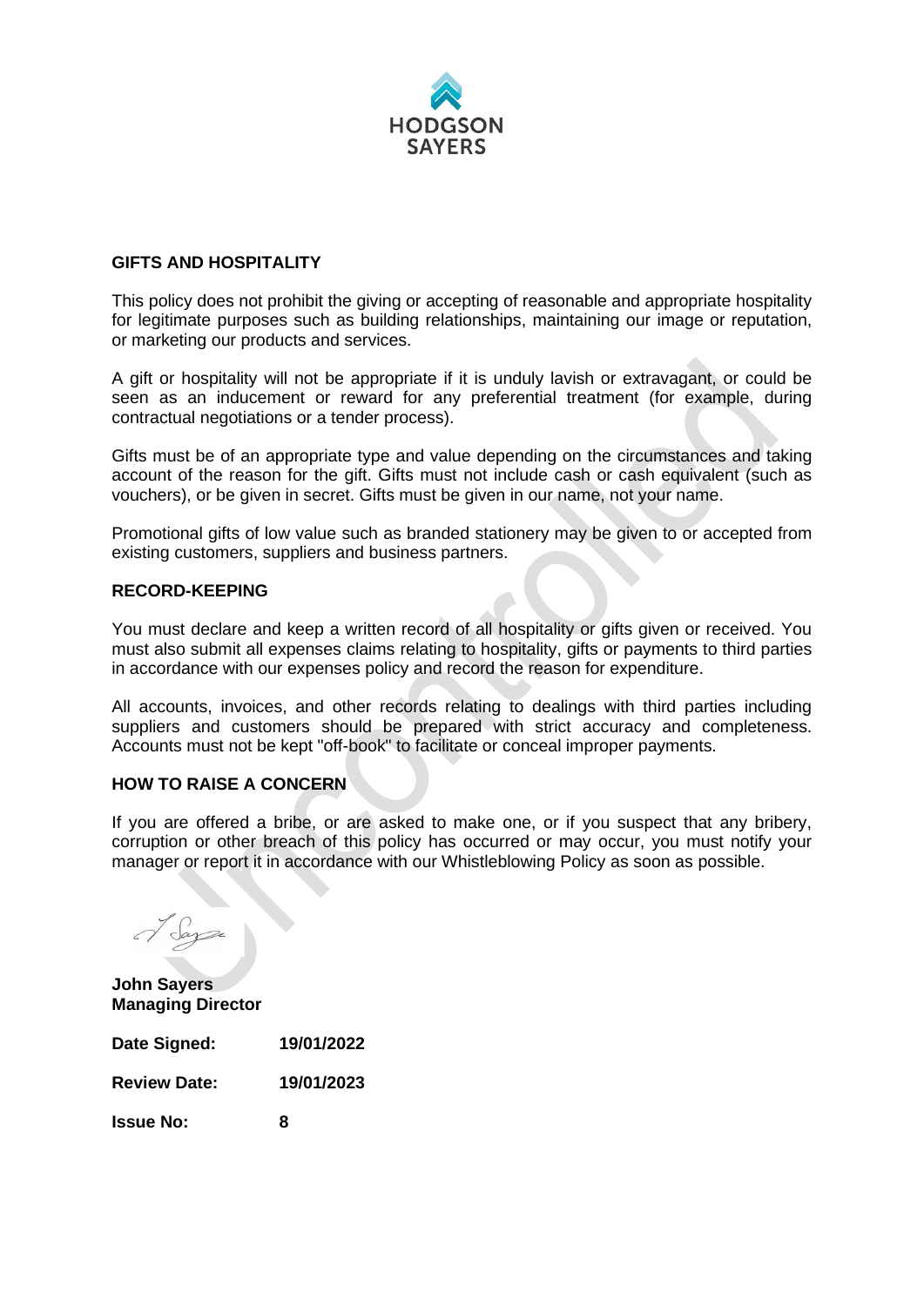## GIFTS AND HOSPITALITY

This policy does not prohibit the giving or accepting of reasonable and appropriate hospitality for legitimate purposes such as building relationships, maintaining our image or reputation, or marketing our products and services.

A gift or hospitality will not be appropriate if it is unduly lavish or extravagant, or could be seen as an inducement or reward for any preferential treatment (for example, during contractual negotiations or a tender process).

Gifts must be of an appropriate type and value depending on the circumstances and taking account of the reason for the gift. Gifts must not include cash or cash equivalent (such as vouchers), or be given in secret. Gifts must be given in our name, not your name.

Promotional gifts of low value such as branded stationery may be given to or accepted from existing customers, suppliers and business partners.

## RECORD-KEEPING

You must declare and keep a written record of all hospitality or gifts given or received. You must also submit all expenses claims relating to hospitality, gifts or payments to third parties in accordance with our expenses policy and record the reason for expenditure.

All accounts, invoices, and other records relating to dealings with third parties including suppliers and customers should be prepared with strict accuracy and completeness. Accounts must not be kept "off-book" to facilitate or conceal improper payments.

## HOW TO RAISE A CONCERN

If you are offered a bribe, or are asked to make one, or if you suspect that any bribery, corruption or other breach of this policy has occurred or may occur, you must notify your manager or report it in accordance with our Whistleblowing Policy as soon as possible.

**John Sayers**
**Managing Director**

**Date Signed:** 19/01/2022

**Review Date:** 19/01/2023

**Issue No:** 8